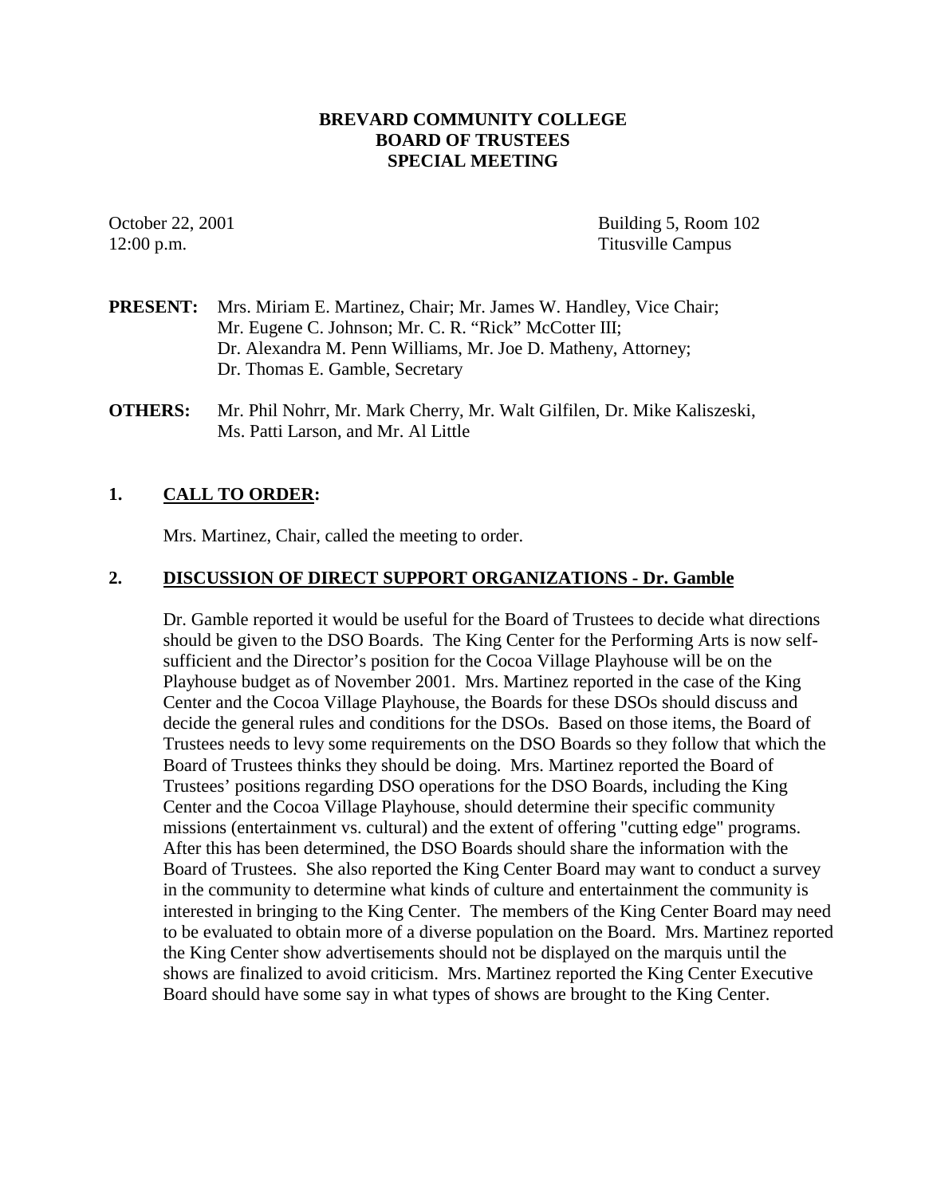**BREVARD COMMUNITY COLLEGE**
**BOARD OF TRUSTEES**
**SPECIAL MEETING**

October 22, 2001
12:00 p.m.

Building 5, Room 102
Titusville Campus

**PRESENT:** Mrs. Miriam E. Martinez, Chair; Mr. James W. Handley, Vice Chair; Mr. Eugene C. Johnson; Mr. C. R. "Rick" McCotter III; Dr. Alexandra M. Penn Williams, Mr. Joe D. Matheny, Attorney; Dr. Thomas E. Gamble, Secretary

**OTHERS:** Mr. Phil Nohrr, Mr. Mark Cherry, Mr. Walt Gilfilen, Dr. Mike Kaliszeski, Ms. Patti Larson, and Mr. Al Little

## 1. CALL TO ORDER:

Mrs. Martinez, Chair, called the meeting to order.

## 2. DISCUSSION OF DIRECT SUPPORT ORGANIZATIONS - Dr. Gamble

Dr. Gamble reported it would be useful for the Board of Trustees to decide what directions should be given to the DSO Boards. The King Center for the Performing Arts is now self-sufficient and the Director's position for the Cocoa Village Playhouse will be on the Playhouse budget as of November 2001. Mrs. Martinez reported in the case of the King Center and the Cocoa Village Playhouse, the Boards for these DSOs should discuss and decide the general rules and conditions for the DSOs. Based on those items, the Board of Trustees needs to levy some requirements on the DSO Boards so they follow that which the Board of Trustees thinks they should be doing. Mrs. Martinez reported the Board of Trustees' positions regarding DSO operations for the DSO Boards, including the King Center and the Cocoa Village Playhouse, should determine their specific community missions (entertainment vs. cultural) and the extent of offering "cutting edge" programs. After this has been determined, the DSO Boards should share the information with the Board of Trustees. She also reported the King Center Board may want to conduct a survey in the community to determine what kinds of culture and entertainment the community is interested in bringing to the King Center. The members of the King Center Board may need to be evaluated to obtain more of a diverse population on the Board. Mrs. Martinez reported the King Center show advertisements should not be displayed on the marquis until the shows are finalized to avoid criticism. Mrs. Martinez reported the King Center Executive Board should have some say in what types of shows are brought to the King Center.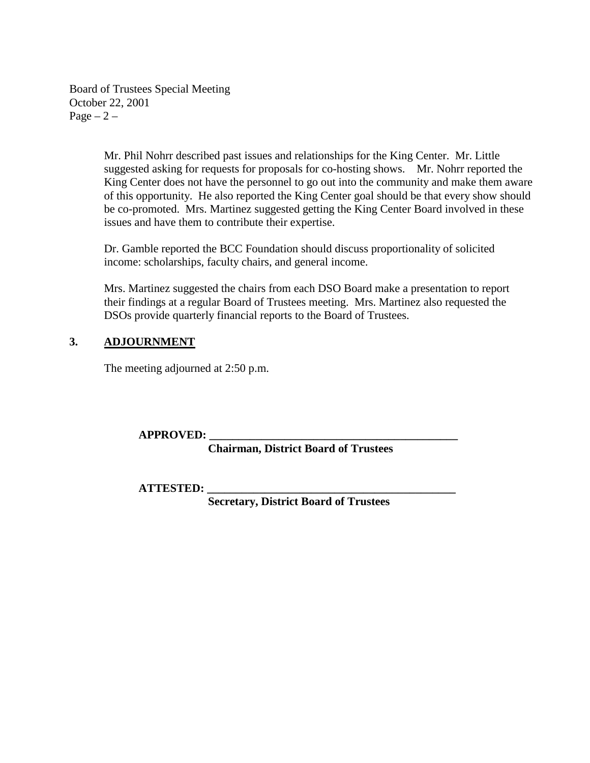Mr. Phil Nohrr described past issues and relationships for the King Center. Mr. Little suggested asking for requests for proposals for co-hosting shows. Mr. Nohrr reported the King Center does not have the personnel to go out into the community and make them aware of this opportunity. He also reported the King Center goal should be that every show should be co-promoted. Mrs. Martinez suggested getting the King Center Board involved in these issues and have them to contribute their expertise.

Dr. Gamble reported the BCC Foundation should discuss proportionality of solicited income: scholarships, faculty chairs, and general income.

Mrs. Martinez suggested the chairs from each DSO Board make a presentation to report their findings at a regular Board of Trustees meeting. Mrs. Martinez also requested the DSOs provide quarterly financial reports to the Board of Trustees.

## 3. ADJOURNMENT

The meeting adjourned at 2:50 p.m.

**APPROVED: \_\_\_\_\_\_\_\_\_\_\_\_\_\_\_\_\_\_\_\_\_\_\_\_\_\_\_\_\_\_\_\_\_\_\_\_\_\_\_\_\_\_\_\_**
**Chairman, District Board of Trustees**

**ATTESTED: \_\_\_\_\_\_\_\_\_\_\_\_\_\_\_\_\_\_\_\_\_\_\_\_\_\_\_\_\_\_\_\_\_\_\_\_\_\_\_\_\_\_\_\_**
**Secretary, District Board of Trustees**